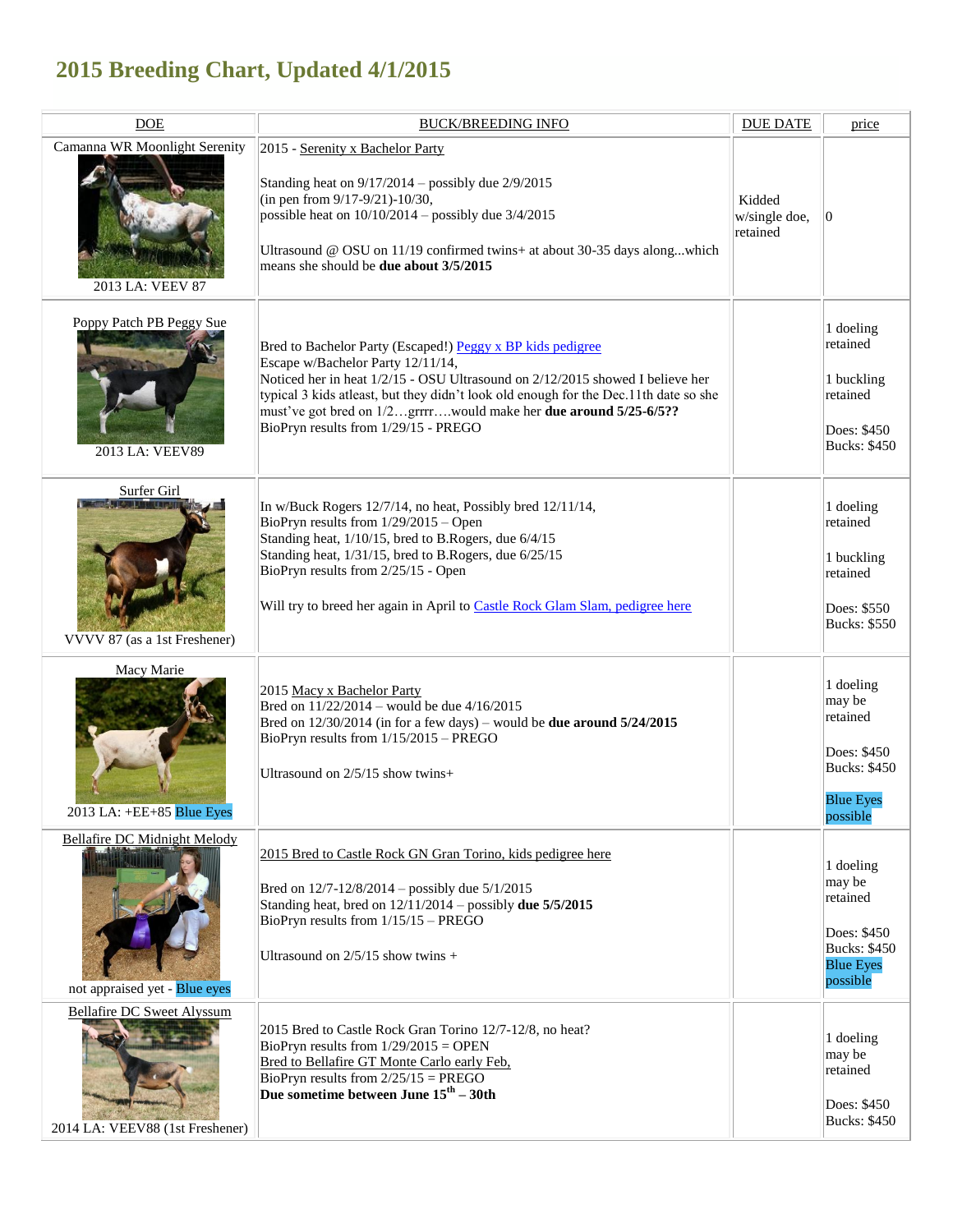# 2015 Breeding Chart, Updated 4/1/2015

| DOE | BUCK/BREEDING INFO | DUE DATE | price |
|---|---|---|---|
| Camanna WR Moonlight Serenity<br>2013 LA: VEEV 87 | 2015 - Serenity x Bachelor Party<br><br>Standing heat on 9/17/2014 – possibly due 2/9/2015<br>(in pen from 9/17-9/21)-10/30,<br>possible heat on 10/10/2014 – possibly due 3/4/2015<br><br>Ultrasound @ OSU on 11/19 confirmed twins+ at about 30-35 days along...which means she should be **due about 3/5/2015** | Kidded w/single doe, retained | 0 |
| Poppy Patch PB Peggy Sue<br>2013 LA: VEEV89 | Bred to Bachelor Party (Escaped!) Peggy x BP kids pedigree<br>Escape w/Bachelor Party 12/11/14,<br>Noticed her in heat 1/2/15 - OSU Ultrasound on 2/12/2015 showed I believe her typical 3 kids atleast, but they didn't look old enough for the Dec.11th date so she must've got bred on 1/2…grrrr….would make her **due around 5/25-6/5??**<br>BioPryn results from 1/29/15 - PREGO | | 1 doeling retained<br><br>1 buckling retained<br><br>Does: $450<br>Bucks: $450 |
| Surfer Girl<br>VVVV 87 (as a 1st Freshener) | In w/Buck Rogers 12/7/14, no heat, Possibly bred 12/11/14,<br>BioPryn results from 1/29/2015 – Open<br>Standing heat, 1/10/15, bred to B.Rogers, due 6/4/15<br>Standing heat, 1/31/15, bred to B.Rogers, due 6/25/15<br>BioPryn results from 2/25/15 - Open<br><br>Will try to breed her again in April to Castle Rock Glam Slam, pedigree here | | 1 doeling retained<br><br>1 buckling retained<br><br>Does: $550<br>Bucks: $550 |
| Macy Marie<br>2013 LA: +EE+85 Blue Eyes | 2015 Macy x Bachelor Party<br>Bred on 11/22/2014 – would be due 4/16/2015<br>Bred on 12/30/2014 (in for a few days) – would be **due around 5/24/2015**<br>BioPryn results from 1/15/2015 – PREGO<br><br>Ultrasound on 2/5/15 show twins+ | | 1 doeling may be retained<br><br>Does: $450<br>Bucks: $450<br><br>Blue Eyes possible |
| Bellafire DC Midnight Melody<br>not appraised yet - Blue eyes | 2015 Bred to Castle Rock GN Gran Torino, kids pedigree here<br><br>Bred on 12/7-12/8/2014 – possibly due 5/1/2015<br>Standing heat, bred on 12/11/2014 – possibly **due 5/5/2015**<br>BioPryn results from 1/15/15 – PREGO<br><br>Ultrasound on 2/5/15 show twins + | | 1 doeling may be retained<br><br>Does: $450<br>Bucks: $450<br>Blue Eyes possible |
| Bellafire DC Sweet Alyssum<br>2014 LA: VEEV88 (1st Freshener) | 2015 Bred to Castle Rock Gran Torino 12/7-12/8, no heat?<br>BioPryn results from 1/29/2015 = OPEN<br>Bred to Bellafire GT Monte Carlo early Feb,<br>BioPryn results from 2/25/15 = PREGO<br>**Due sometime between June 15th – 30th** | | 1 doeling may be retained<br><br>Does: $450<br>Bucks: $450 |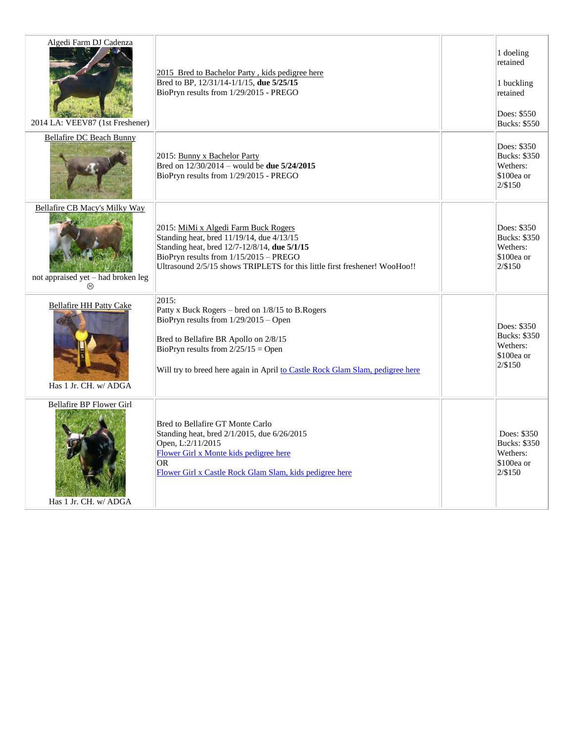| | | | |
|---|---|---|---|
| Algedi Farm DJ Cadenza<br>2014 LA: VEEV87 (1st Freshener) | 2015 Bred to Bachelor Party , kids pedigree here<br>Bred to BP, 12/31/14-1/1/15, **due 5/25/15**<br>BioPryn results from 1/29/2015 - PREGO | | 1 doeling retained<br><br>1 buckling retained<br><br>Does: $550<br>Bucks: $550 |
| Bellafire DC Beach Bunny | 2015: Bunny x Bachelor Party<br>Bred on 12/30/2014 – would be **due 5/24/2015**<br>BioPryn results from 1/29/2015 - PREGO | | Does: $350<br>Bucks: $350<br>Wethers: $100ea or 2/$150 |
| Bellafire CB Macy's Milky Way<br>not appraised yet – had broken leg ☹ | 2015: MiMi x Algedi Farm Buck Rogers<br>Standing heat, bred 11/19/14, due 4/13/15<br>Standing heat, bred 12/7-12/8/14, **due 5/1/15**<br>BioPryn results from 1/15/2015 – PREGO<br>Ultrasound 2/5/15 shows TRIPLETS for this little first freshener! WooHoo!! | | Does: $350<br>Bucks: $350<br>Wethers: $100ea or 2/$150 |
| Bellafire HH Patty Cake<br>Has 1 Jr. CH. w/ ADGA | 2015:<br>Patty x Buck Rogers – bred on 1/8/15 to B.Rogers<br>BioPryn results from 1/29/2015 – Open<br><br>Bred to Bellafire BR Apollo on 2/8/15<br>BioPryn results from 2/25/15 = Open<br><br>Will try to breed here again in April to Castle Rock Glam Slam, pedigree here | | Does: $350<br>Bucks: $350<br>Wethers: $100ea or 2/$150 |
| Bellafire BP Flower Girl<br>Has 1 Jr. CH. w/ ADGA | Bred to Bellafire GT Monte Carlo<br>Standing heat, bred 2/1/2015, due 6/26/2015<br>Open, L:2/11/2015<br>Flower Girl x Monte kids pedigree here<br>OR<br>Flower Girl x Castle Rock Glam Slam, kids pedigree here | | Does: $350<br>Bucks: $350<br>Wethers: $100ea or 2/$150 |